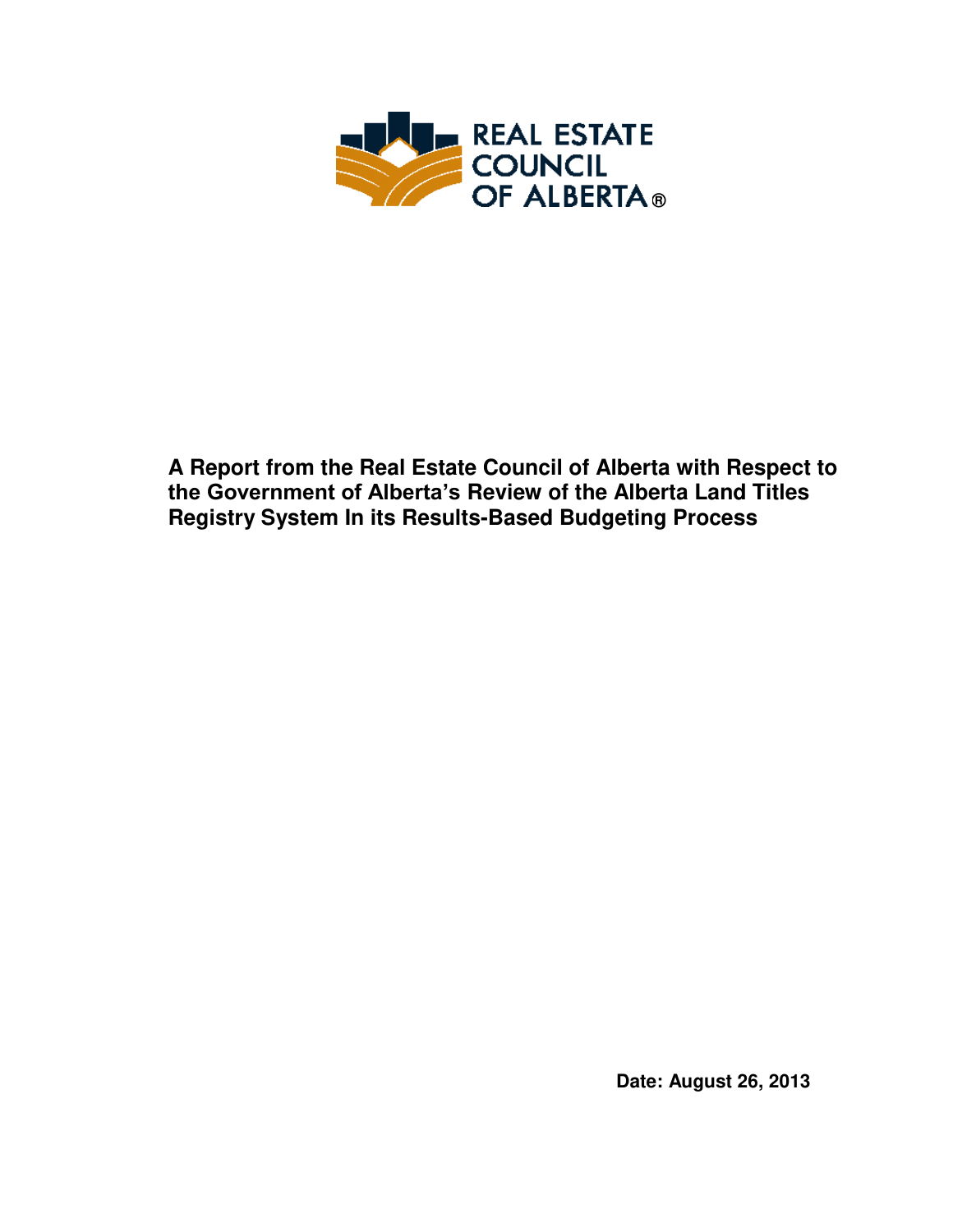REAL ESTATE COUNCIL OF ALBERTA®

# A Report from the Real Estate Council of Alberta with Respect to the Government of Alberta's Review of the Alberta Land Titles Registry System In its Results-Based Budgeting Process

**Date: August 26, 2013**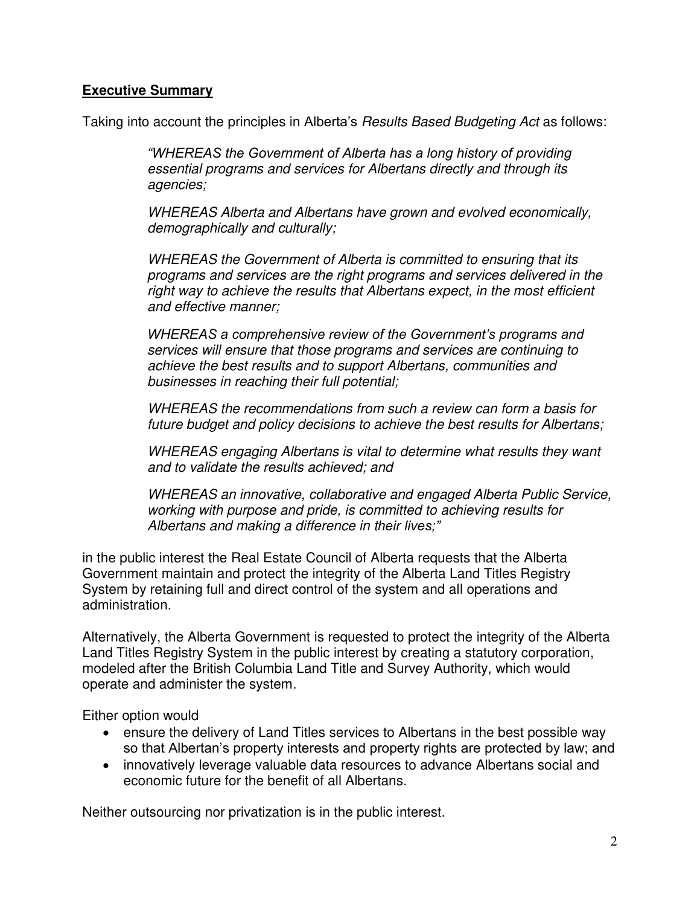## Executive Summary

Taking into account the principles in Alberta's *Results Based Budgeting Act* as follows:

> *"WHEREAS the Government of Alberta has a long history of providing essential programs and services for Albertans directly and through its agencies;*
>
> *WHEREAS Alberta and Albertans have grown and evolved economically, demographically and culturally;*
>
> *WHEREAS the Government of Alberta is committed to ensuring that its programs and services are the right programs and services delivered in the right way to achieve the results that Albertans expect, in the most efficient and effective manner;*
>
> *WHEREAS a comprehensive review of the Government's programs and services will ensure that those programs and services are continuing to achieve the best results and to support Albertans, communities and businesses in reaching their full potential;*
>
> *WHEREAS the recommendations from such a review can form a basis for future budget and policy decisions to achieve the best results for Albertans;*
>
> *WHEREAS engaging Albertans is vital to determine what results they want and to validate the results achieved; and*
>
> *WHEREAS an innovative, collaborative and engaged Alberta Public Service, working with purpose and pride, is committed to achieving results for Albertans and making a difference in their lives;"*

in the public interest the Real Estate Council of Alberta requests that the Alberta Government maintain and protect the integrity of the Alberta Land Titles Registry System by retaining full and direct control of the system and all operations and administration.

Alternatively, the Alberta Government is requested to protect the integrity of the Alberta Land Titles Registry System in the public interest by creating a statutory corporation, modeled after the British Columbia Land Title and Survey Authority, which would operate and administer the system.

Either option would

- ensure the delivery of Land Titles services to Albertans in the best possible way so that Albertan's property interests and property rights are protected by law; and
- innovatively leverage valuable data resources to advance Albertans social and economic future for the benefit of all Albertans.

Neither outsourcing nor privatization is in the public interest.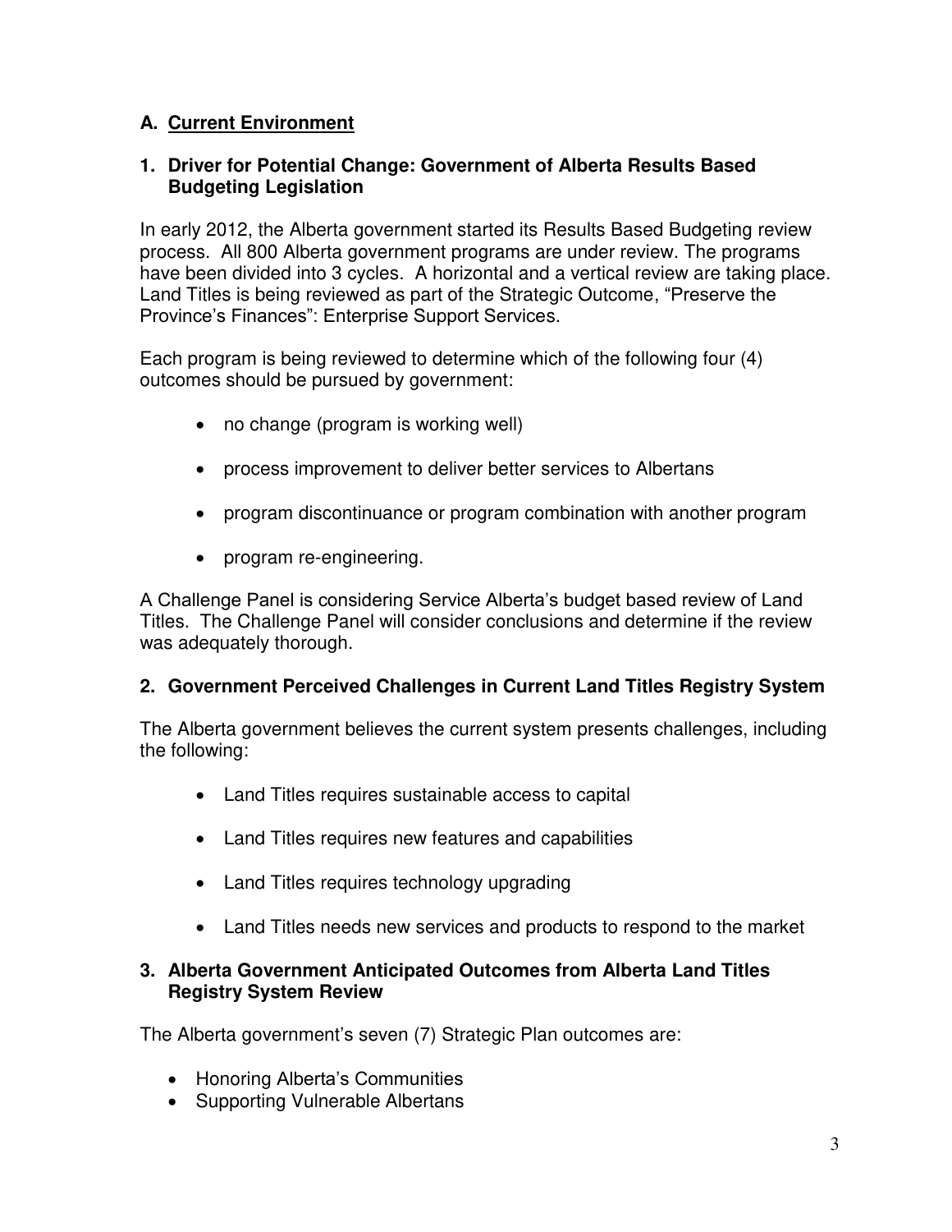## A. <u>Current Environment</u>

### 1. Driver for Potential Change: Government of Alberta Results Based Budgeting Legislation

In early 2012, the Alberta government started its Results Based Budgeting review process. All 800 Alberta government programs are under review. The programs have been divided into 3 cycles. A horizontal and a vertical review are taking place. Land Titles is being reviewed as part of the Strategic Outcome, "Preserve the Province's Finances": Enterprise Support Services.

Each program is being reviewed to determine which of the following four (4) outcomes should be pursued by government:

- no change (program is working well)
- process improvement to deliver better services to Albertans
- program discontinuance or program combination with another program
- program re-engineering.

A Challenge Panel is considering Service Alberta's budget based review of Land Titles. The Challenge Panel will consider conclusions and determine if the review was adequately thorough.

### 2. Government Perceived Challenges in Current Land Titles Registry System

The Alberta government believes the current system presents challenges, including the following:

- Land Titles requires sustainable access to capital
- Land Titles requires new features and capabilities
- Land Titles requires technology upgrading
- Land Titles needs new services and products to respond to the market

### 3. Alberta Government Anticipated Outcomes from Alberta Land Titles Registry System Review

The Alberta government's seven (7) Strategic Plan outcomes are:

- Honoring Alberta's Communities
- Supporting Vulnerable Albertans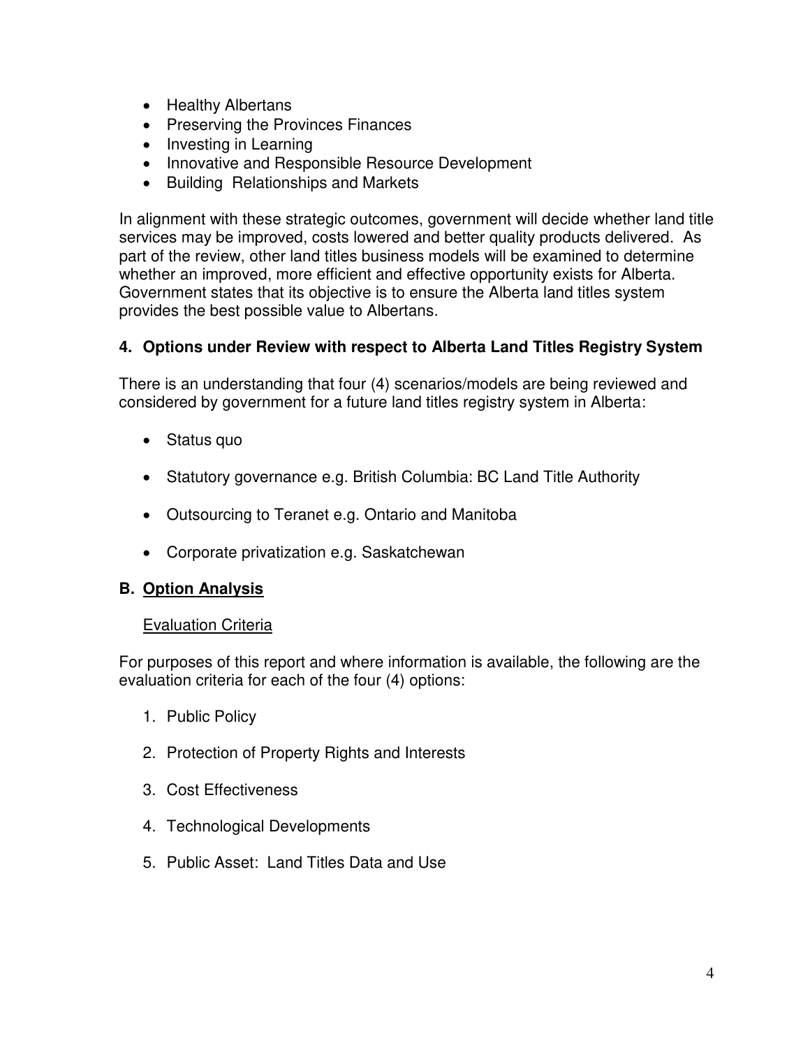- Healthy Albertans
- Preserving the Provinces Finances
- Investing in Learning
- Innovative and Responsible Resource Development
- Building Relationships and Markets

In alignment with these strategic outcomes, government will decide whether land title services may be improved, costs lowered and better quality products delivered. As part of the review, other land titles business models will be examined to determine whether an improved, more efficient and effective opportunity exists for Alberta. Government states that its objective is to ensure the Alberta land titles system provides the best possible value to Albertans.

### 4. Options under Review with respect to Alberta Land Titles Registry System

There is an understanding that four (4) scenarios/models are being reviewed and considered by government for a future land titles registry system in Alberta:

- Status quo
- Statutory governance e.g. British Columbia: BC Land Title Authority
- Outsourcing to Teranet e.g. Ontario and Manitoba
- Corporate privatization e.g. Saskatchewan

## B. <u>Option Analysis</u>

<u>Evaluation Criteria</u>

For purposes of this report and where information is available, the following are the evaluation criteria for each of the four (4) options:

1. Public Policy
2. Protection of Property Rights and Interests
3. Cost Effectiveness
4. Technological Developments
5. Public Asset: Land Titles Data and Use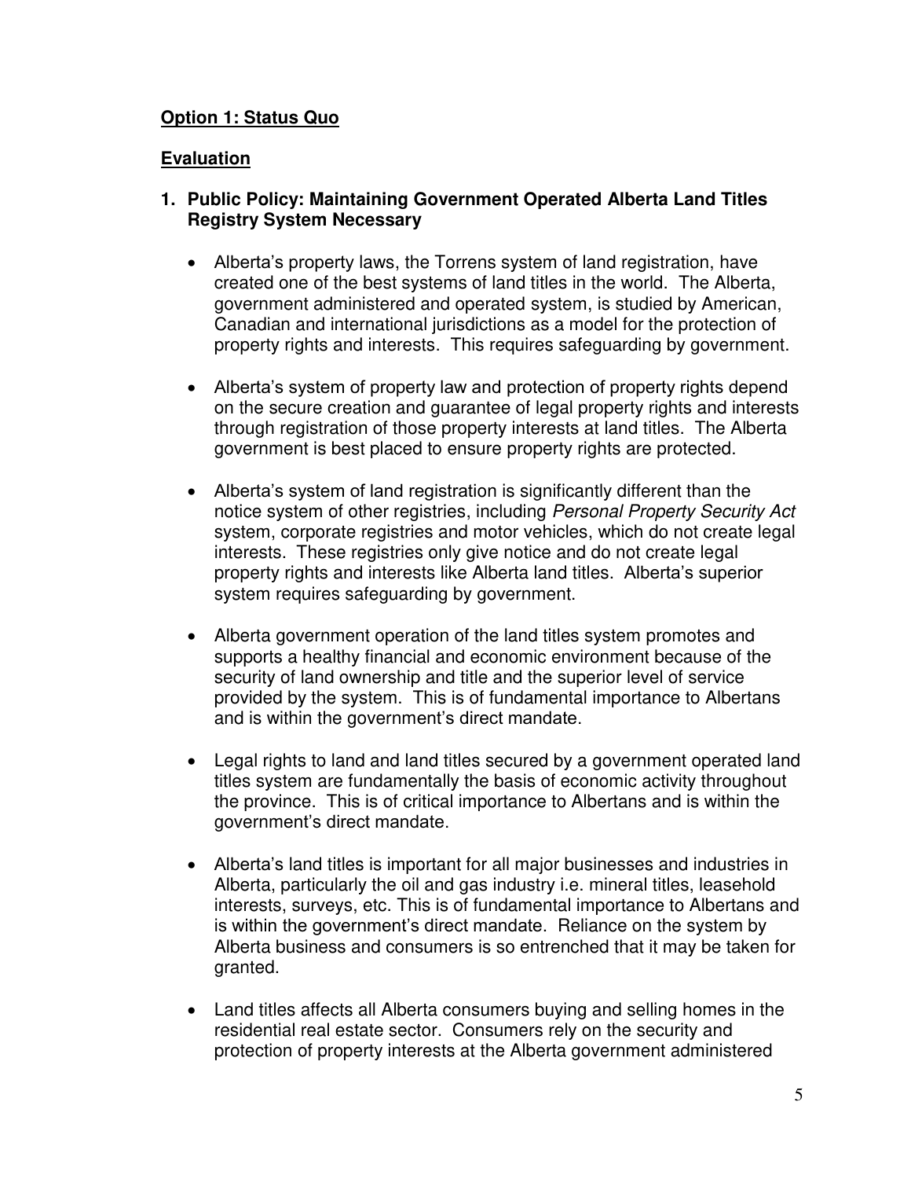**Option 1: Status Quo**

**Evaluation**

1. **Public Policy: Maintaining Government Operated Alberta Land Titles Registry System Necessary**

   - Alberta's property laws, the Torrens system of land registration, have created one of the best systems of land titles in the world. The Alberta, government administered and operated system, is studied by American, Canadian and international jurisdictions as a model for the protection of property rights and interests. This requires safeguarding by government.

   - Alberta's system of property law and protection of property rights depend on the secure creation and guarantee of legal property rights and interests through registration of those property interests at land titles. The Alberta government is best placed to ensure property rights are protected.

   - Alberta's system of land registration is significantly different than the notice system of other registries, including *Personal Property Security Act* system, corporate registries and motor vehicles, which do not create legal interests. These registries only give notice and do not create legal property rights and interests like Alberta land titles. Alberta's superior system requires safeguarding by government.

   - Alberta government operation of the land titles system promotes and supports a healthy financial and economic environment because of the security of land ownership and title and the superior level of service provided by the system. This is of fundamental importance to Albertans and is within the government's direct mandate.

   - Legal rights to land and land titles secured by a government operated land titles system are fundamentally the basis of economic activity throughout the province. This is of critical importance to Albertans and is within the government's direct mandate.

   - Alberta's land titles is important for all major businesses and industries in Alberta, particularly the oil and gas industry i.e. mineral titles, leasehold interests, surveys, etc. This is of fundamental importance to Albertans and is within the government's direct mandate. Reliance on the system by Alberta business and consumers is so entrenched that it may be taken for granted.

   - Land titles affects all Alberta consumers buying and selling homes in the residential real estate sector. Consumers rely on the security and protection of property interests at the Alberta government administered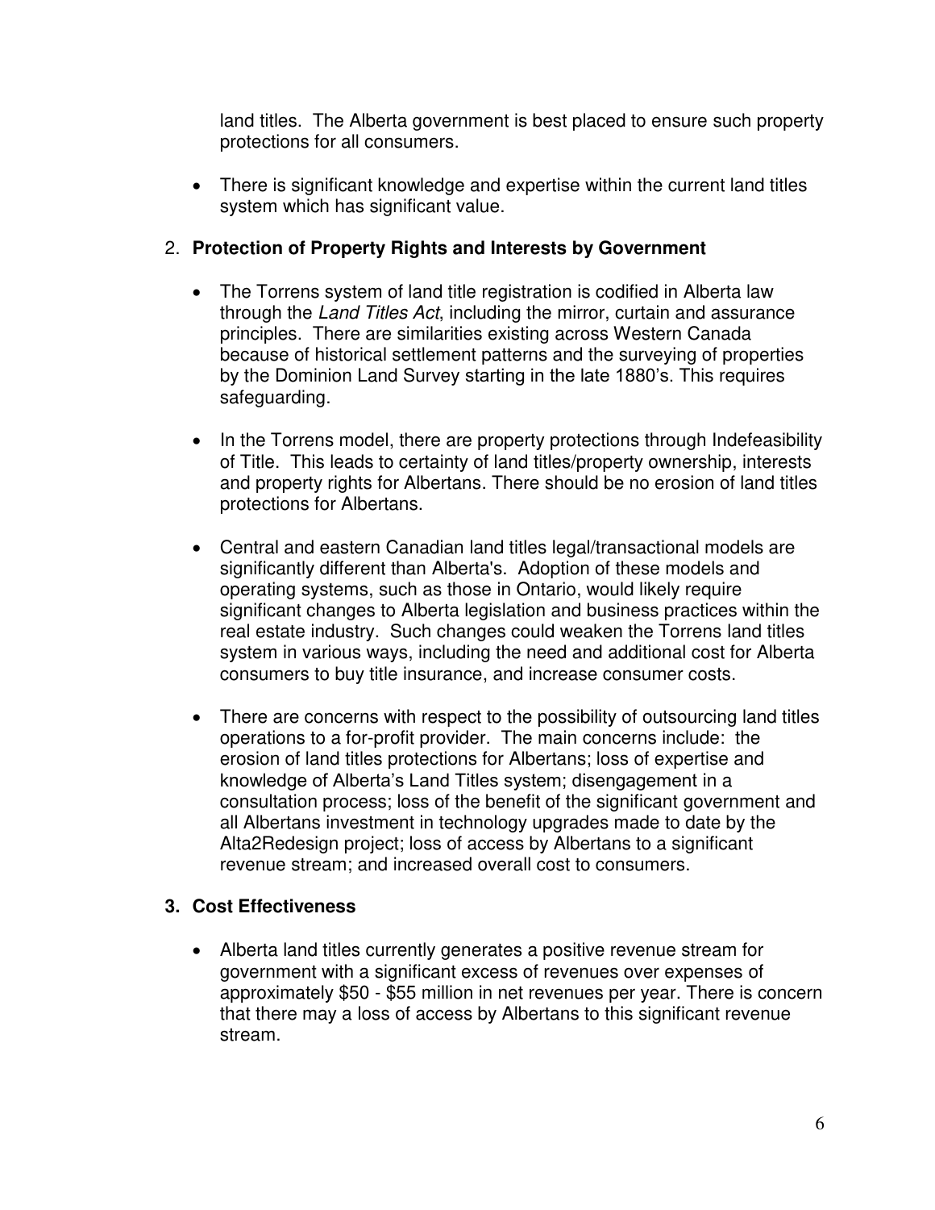land titles. The Alberta government is best placed to ensure such property protections for all consumers.

- There is significant knowledge and expertise within the current land titles system which has significant value.

2. **Protection of Property Rights and Interests by Government**

- The Torrens system of land title registration is codified in Alberta law through the *Land Titles Act*, including the mirror, curtain and assurance principles. There are similarities existing across Western Canada because of historical settlement patterns and the surveying of properties by the Dominion Land Survey starting in the late 1880's. This requires safeguarding.

- In the Torrens model, there are property protections through Indefeasibility of Title. This leads to certainty of land titles/property ownership, interests and property rights for Albertans. There should be no erosion of land titles protections for Albertans.

- Central and eastern Canadian land titles legal/transactional models are significantly different than Alberta's. Adoption of these models and operating systems, such as those in Ontario, would likely require significant changes to Alberta legislation and business practices within the real estate industry. Such changes could weaken the Torrens land titles system in various ways, including the need and additional cost for Alberta consumers to buy title insurance, and increase consumer costs.

- There are concerns with respect to the possibility of outsourcing land titles operations to a for-profit provider. The main concerns include: the erosion of land titles protections for Albertans; loss of expertise and knowledge of Alberta's Land Titles system; disengagement in a consultation process; loss of the benefit of the significant government and all Albertans investment in technology upgrades made to date by the Alta2Redesign project; loss of access by Albertans to a significant revenue stream; and increased overall cost to consumers.

3. **Cost Effectiveness**

- Alberta land titles currently generates a positive revenue stream for government with a significant excess of revenues over expenses of approximately $50 - $55 million in net revenues per year. There is concern that there may a loss of access by Albertans to this significant revenue stream.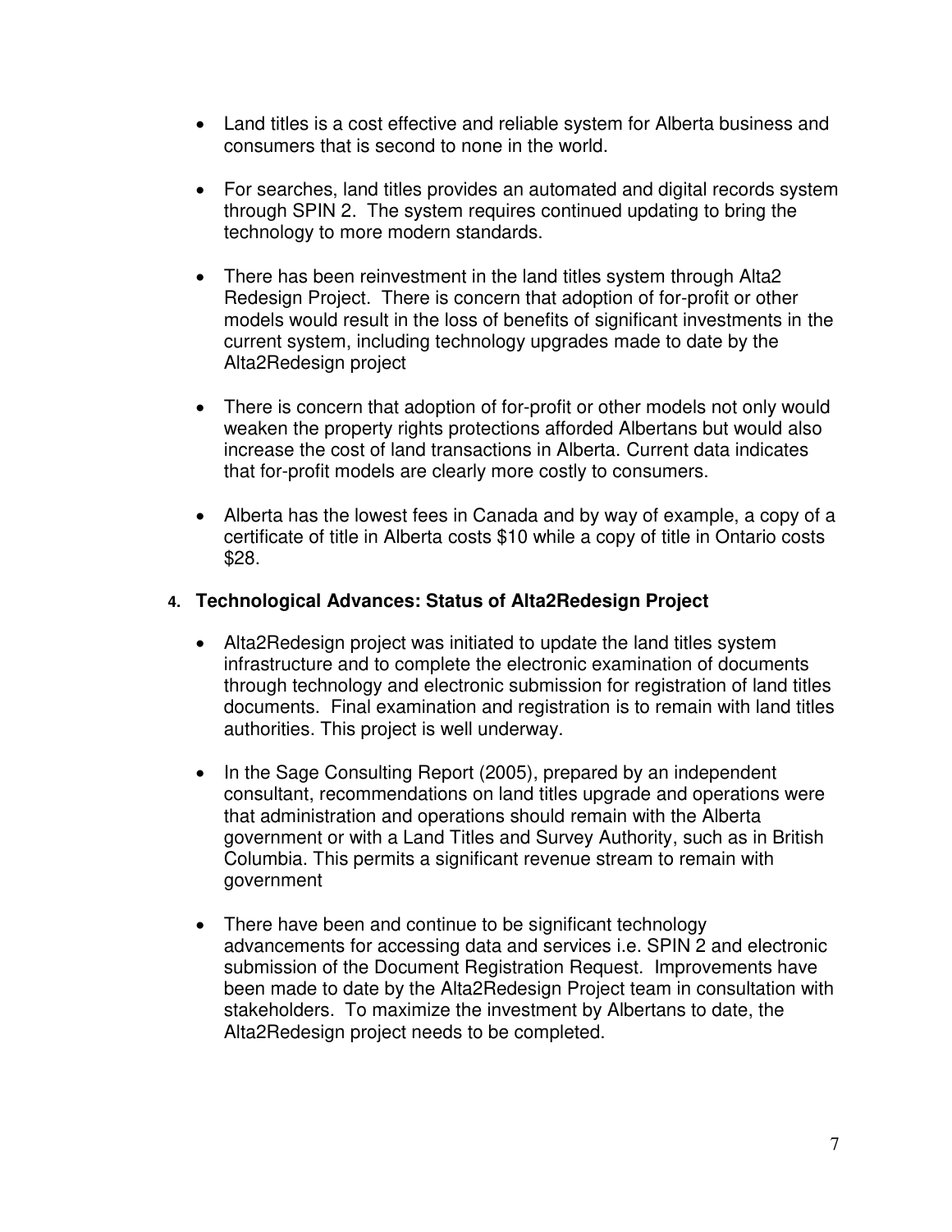- Land titles is a cost effective and reliable system for Alberta business and consumers that is second to none in the world.

- For searches, land titles provides an automated and digital records system through SPIN 2. The system requires continued updating to bring the technology to more modern standards.

- There has been reinvestment in the land titles system through Alta2 Redesign Project. There is concern that adoption of for-profit or other models would result in the loss of benefits of significant investments in the current system, including technology upgrades made to date by the Alta2Redesign project

- There is concern that adoption of for-profit or other models not only would weaken the property rights protections afforded Albertans but would also increase the cost of land transactions in Alberta. Current data indicates that for-profit models are clearly more costly to consumers.

- Alberta has the lowest fees in Canada and by way of example, a copy of a certificate of title in Alberta costs $10 while a copy of title in Ontario costs $28.

## 4. Technological Advances: Status of Alta2Redesign Project

- Alta2Redesign project was initiated to update the land titles system infrastructure and to complete the electronic examination of documents through technology and electronic submission for registration of land titles documents. Final examination and registration is to remain with land titles authorities. This project is well underway.

- In the Sage Consulting Report (2005), prepared by an independent consultant, recommendations on land titles upgrade and operations were that administration and operations should remain with the Alberta government or with a Land Titles and Survey Authority, such as in British Columbia. This permits a significant revenue stream to remain with government

- There have been and continue to be significant technology advancements for accessing data and services i.e. SPIN 2 and electronic submission of the Document Registration Request. Improvements have been made to date by the Alta2Redesign Project team in consultation with stakeholders. To maximize the investment by Albertans to date, the Alta2Redesign project needs to be completed.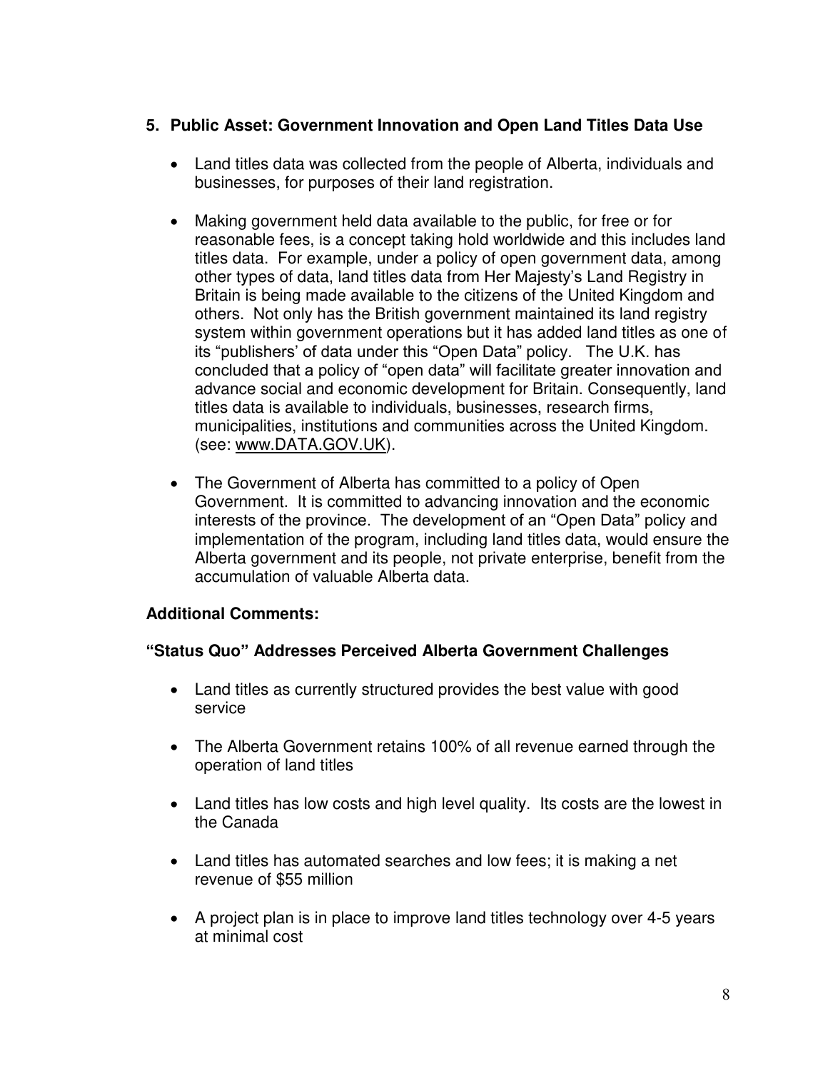## 5. Public Asset: Government Innovation and Open Land Titles Data Use

- Land titles data was collected from the people of Alberta, individuals and businesses, for purposes of their land registration.

- Making government held data available to the public, for free or for reasonable fees, is a concept taking hold worldwide and this includes land titles data. For example, under a policy of open government data, among other types of data, land titles data from Her Majesty's Land Registry in Britain is being made available to the citizens of the United Kingdom and others. Not only has the British government maintained its land registry system within government operations but it has added land titles as one of its "publishers' of data under this "Open Data" policy. The U.K. has concluded that a policy of "open data" will facilitate greater innovation and advance social and economic development for Britain. Consequently, land titles data is available to individuals, businesses, research firms, municipalities, institutions and communities across the United Kingdom. (see: www.DATA.GOV.UK).

- The Government of Alberta has committed to a policy of Open Government. It is committed to advancing innovation and the economic interests of the province. The development of an "Open Data" policy and implementation of the program, including land titles data, would ensure the Alberta government and its people, not private enterprise, benefit from the accumulation of valuable Alberta data.

### Additional Comments:

### "Status Quo" Addresses Perceived Alberta Government Challenges

- Land titles as currently structured provides the best value with good service

- The Alberta Government retains 100% of all revenue earned through the operation of land titles

- Land titles has low costs and high level quality. Its costs are the lowest in the Canada

- Land titles has automated searches and low fees; it is making a net revenue of $55 million

- A project plan is in place to improve land titles technology over 4-5 years at minimal cost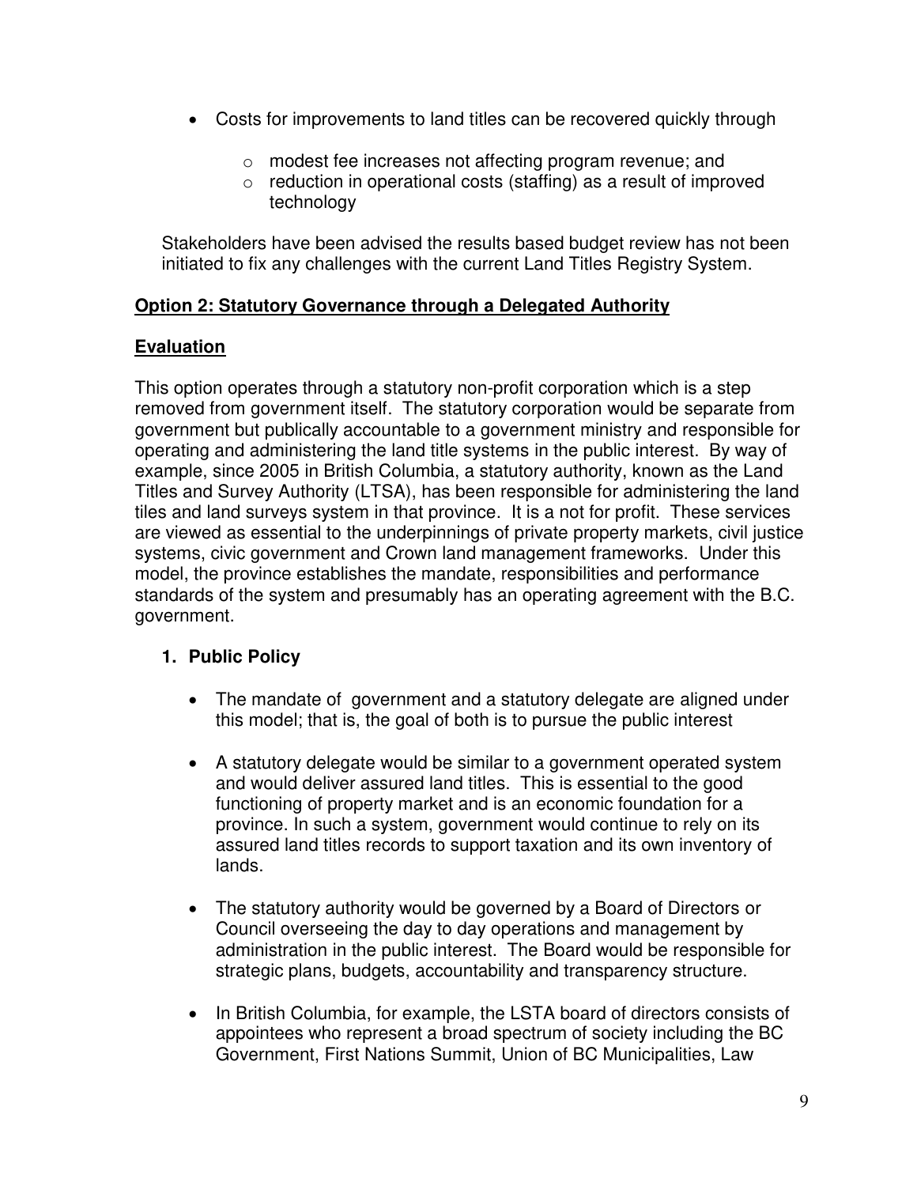- Costs for improvements to land titles can be recovered quickly through
    - modest fee increases not affecting program revenue; and
    - reduction in operational costs (staffing) as a result of improved technology

Stakeholders have been advised the results based budget review has not been initiated to fix any challenges with the current Land Titles Registry System.

**Option 2: Statutory Governance through a Delegated Authority**

**Evaluation**

This option operates through a statutory non-profit corporation which is a step removed from government itself. The statutory corporation would be separate from government but publically accountable to a government ministry and responsible for operating and administering the land title systems in the public interest. By way of example, since 2005 in British Columbia, a statutory authority, known as the Land Titles and Survey Authority (LTSA), has been responsible for administering the land tiles and land surveys system in that province. It is a not for profit. These services are viewed as essential to the underpinnings of private property markets, civil justice systems, civic government and Crown land management frameworks. Under this model, the province establishes the mandate, responsibilities and performance standards of the system and presumably has an operating agreement with the B.C. government.

1. **Public Policy**

    - The mandate of government and a statutory delegate are aligned under this model; that is, the goal of both is to pursue the public interest

    - A statutory delegate would be similar to a government operated system and would deliver assured land titles. This is essential to the good functioning of property market and is an economic foundation for a province. In such a system, government would continue to rely on its assured land titles records to support taxation and its own inventory of lands.

    - The statutory authority would be governed by a Board of Directors or Council overseeing the day to day operations and management by administration in the public interest. The Board would be responsible for strategic plans, budgets, accountability and transparency structure.

    - In British Columbia, for example, the LSTA board of directors consists of appointees who represent a broad spectrum of society including the BC Government, First Nations Summit, Union of BC Municipalities, Law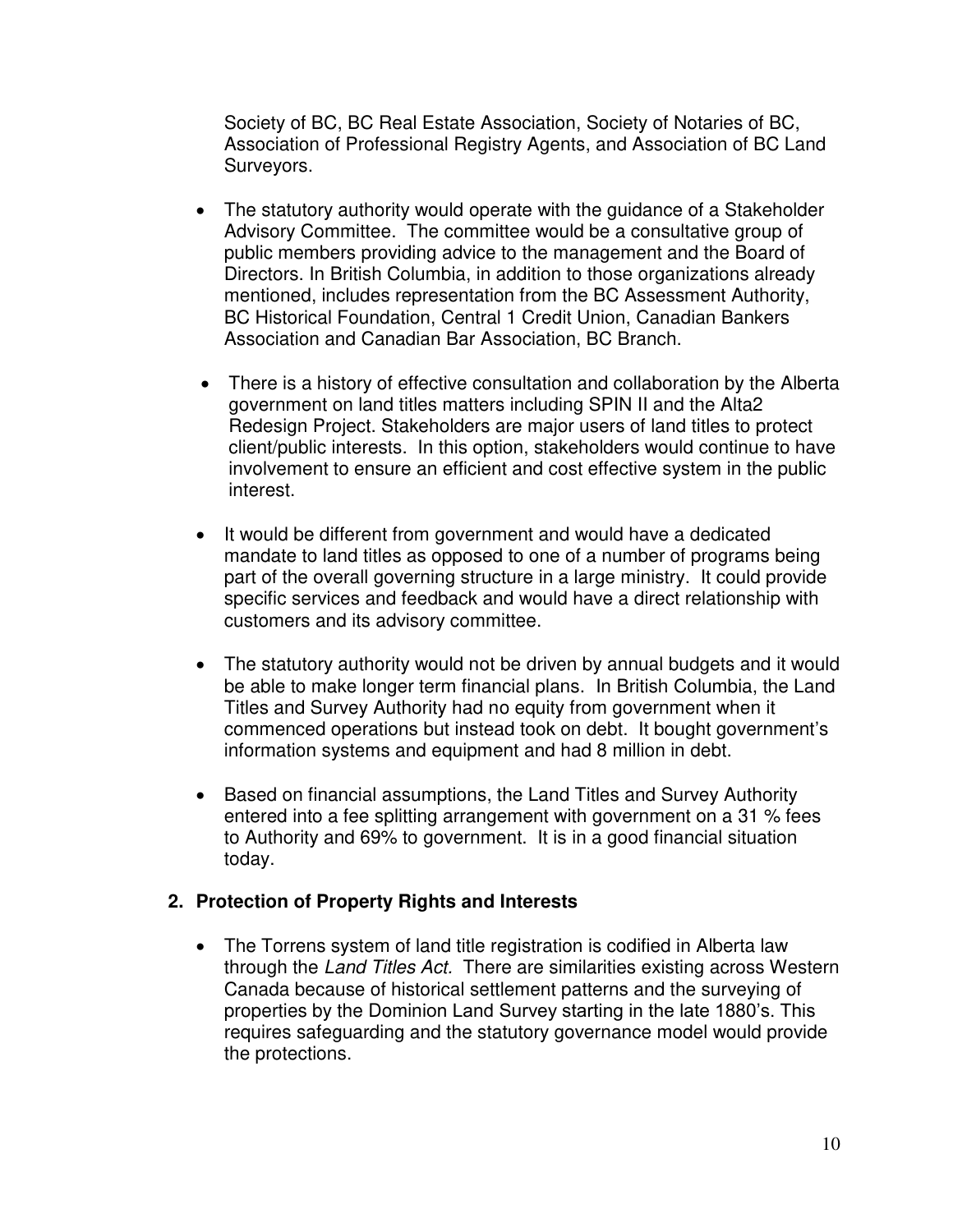Society of BC, BC Real Estate Association, Society of Notaries of BC, Association of Professional Registry Agents, and Association of BC Land Surveyors.

- The statutory authority would operate with the guidance of a Stakeholder Advisory Committee. The committee would be a consultative group of public members providing advice to the management and the Board of Directors. In British Columbia, in addition to those organizations already mentioned, includes representation from the BC Assessment Authority, BC Historical Foundation, Central 1 Credit Union, Canadian Bankers Association and Canadian Bar Association, BC Branch.
- There is a history of effective consultation and collaboration by the Alberta government on land titles matters including SPIN II and the Alta2 Redesign Project. Stakeholders are major users of land titles to protect client/public interests. In this option, stakeholders would continue to have involvement to ensure an efficient and cost effective system in the public interest.
- It would be different from government and would have a dedicated mandate to land titles as opposed to one of a number of programs being part of the overall governing structure in a large ministry. It could provide specific services and feedback and would have a direct relationship with customers and its advisory committee.
- The statutory authority would not be driven by annual budgets and it would be able to make longer term financial plans. In British Columbia, the Land Titles and Survey Authority had no equity from government when it commenced operations but instead took on debt. It bought government's information systems and equipment and had 8 million in debt.
- Based on financial assumptions, the Land Titles and Survey Authority entered into a fee splitting arrangement with government on a 31 % fees to Authority and 69% to government. It is in a good financial situation today.

## 2. Protection of Property Rights and Interests

- The Torrens system of land title registration is codified in Alberta law through the *Land Titles Act.* There are similarities existing across Western Canada because of historical settlement patterns and the surveying of properties by the Dominion Land Survey starting in the late 1880's. This requires safeguarding and the statutory governance model would provide the protections.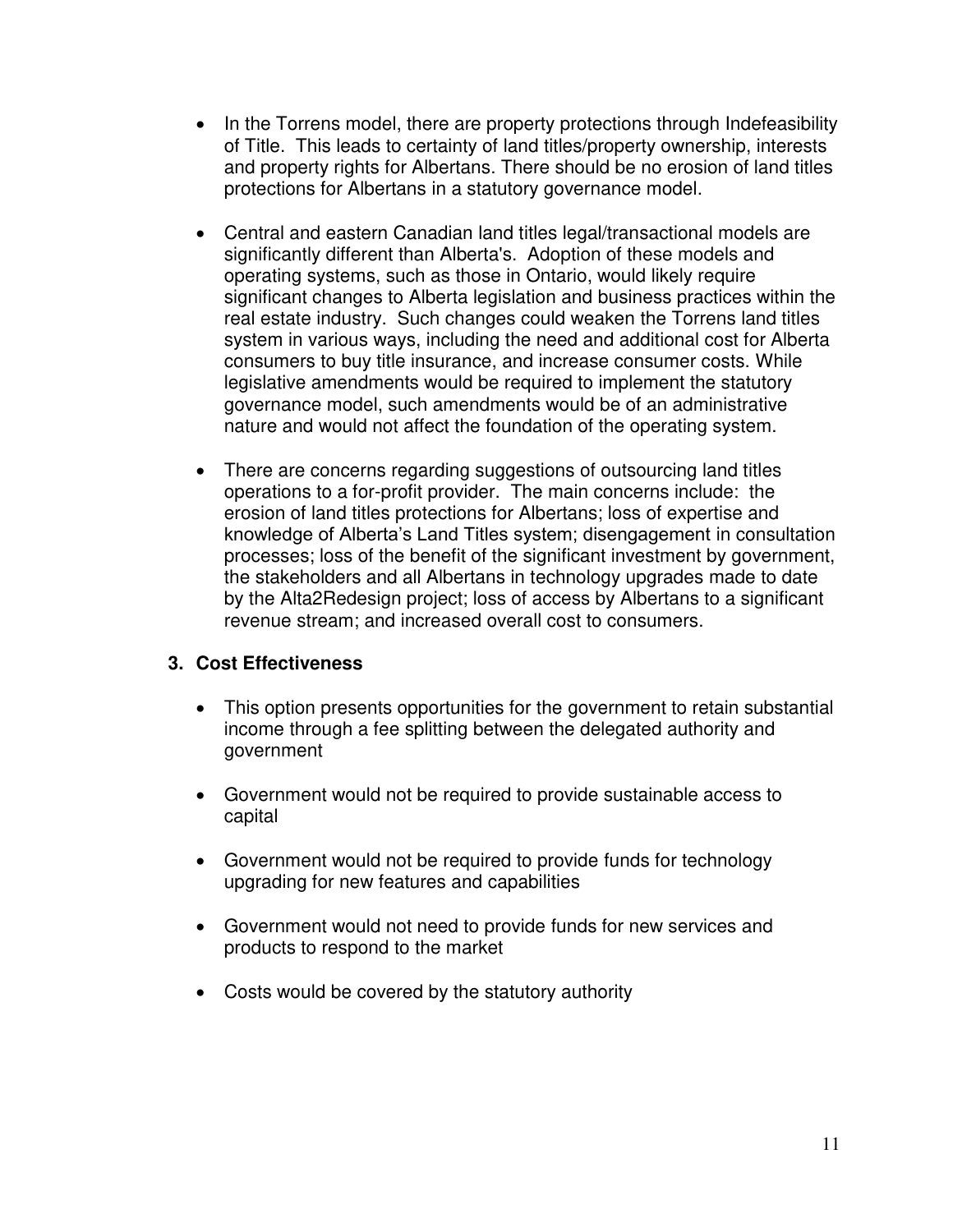- In the Torrens model, there are property protections through Indefeasibility of Title. This leads to certainty of land titles/property ownership, interests and property rights for Albertans. There should be no erosion of land titles protections for Albertans in a statutory governance model.

- Central and eastern Canadian land titles legal/transactional models are significantly different than Alberta's. Adoption of these models and operating systems, such as those in Ontario, would likely require significant changes to Alberta legislation and business practices within the real estate industry. Such changes could weaken the Torrens land titles system in various ways, including the need and additional cost for Alberta consumers to buy title insurance, and increase consumer costs. While legislative amendments would be required to implement the statutory governance model, such amendments would be of an administrative nature and would not affect the foundation of the operating system.

- There are concerns regarding suggestions of outsourcing land titles operations to a for-profit provider. The main concerns include: the erosion of land titles protections for Albertans; loss of expertise and knowledge of Alberta's Land Titles system; disengagement in consultation processes; loss of the benefit of the significant investment by government, the stakeholders and all Albertans in technology upgrades made to date by the Alta2Redesign project; loss of access by Albertans to a significant revenue stream; and increased overall cost to consumers.

### 3. Cost Effectiveness

- This option presents opportunities for the government to retain substantial income through a fee splitting between the delegated authority and government

- Government would not be required to provide sustainable access to capital

- Government would not be required to provide funds for technology upgrading for new features and capabilities

- Government would not need to provide funds for new services and products to respond to the market

- Costs would be covered by the statutory authority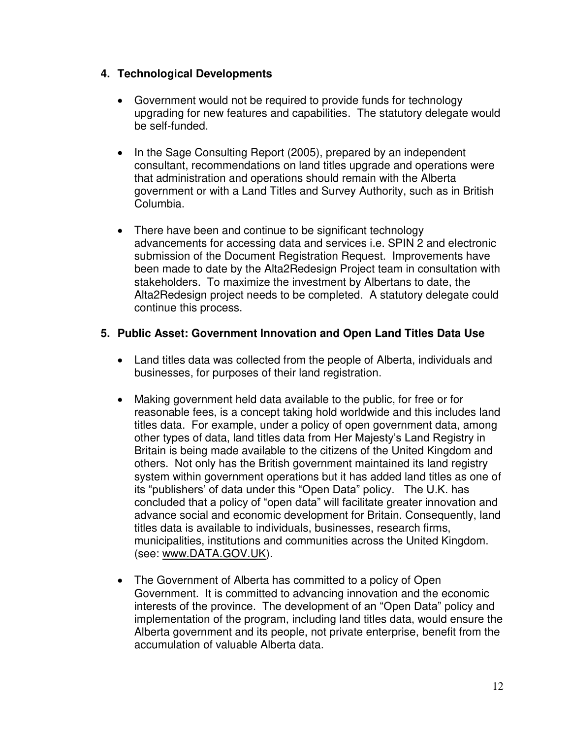## 4. Technological Developments

- Government would not be required to provide funds for technology upgrading for new features and capabilities. The statutory delegate would be self-funded.

- In the Sage Consulting Report (2005), prepared by an independent consultant, recommendations on land titles upgrade and operations were that administration and operations should remain with the Alberta government or with a Land Titles and Survey Authority, such as in British Columbia.

- There have been and continue to be significant technology advancements for accessing data and services i.e. SPIN 2 and electronic submission of the Document Registration Request. Improvements have been made to date by the Alta2Redesign Project team in consultation with stakeholders. To maximize the investment by Albertans to date, the Alta2Redesign project needs to be completed. A statutory delegate could continue this process.

## 5. Public Asset: Government Innovation and Open Land Titles Data Use

- Land titles data was collected from the people of Alberta, individuals and businesses, for purposes of their land registration.

- Making government held data available to the public, for free or for reasonable fees, is a concept taking hold worldwide and this includes land titles data. For example, under a policy of open government data, among other types of data, land titles data from Her Majesty's Land Registry in Britain is being made available to the citizens of the United Kingdom and others. Not only has the British government maintained its land registry system within government operations but it has added land titles as one of its "publishers' of data under this "Open Data" policy. The U.K. has concluded that a policy of "open data" will facilitate greater innovation and advance social and economic development for Britain. Consequently, land titles data is available to individuals, businesses, research firms, municipalities, institutions and communities across the United Kingdom. (see: www.DATA.GOV.UK).

- The Government of Alberta has committed to a policy of Open Government. It is committed to advancing innovation and the economic interests of the province. The development of an "Open Data" policy and implementation of the program, including land titles data, would ensure the Alberta government and its people, not private enterprise, benefit from the accumulation of valuable Alberta data.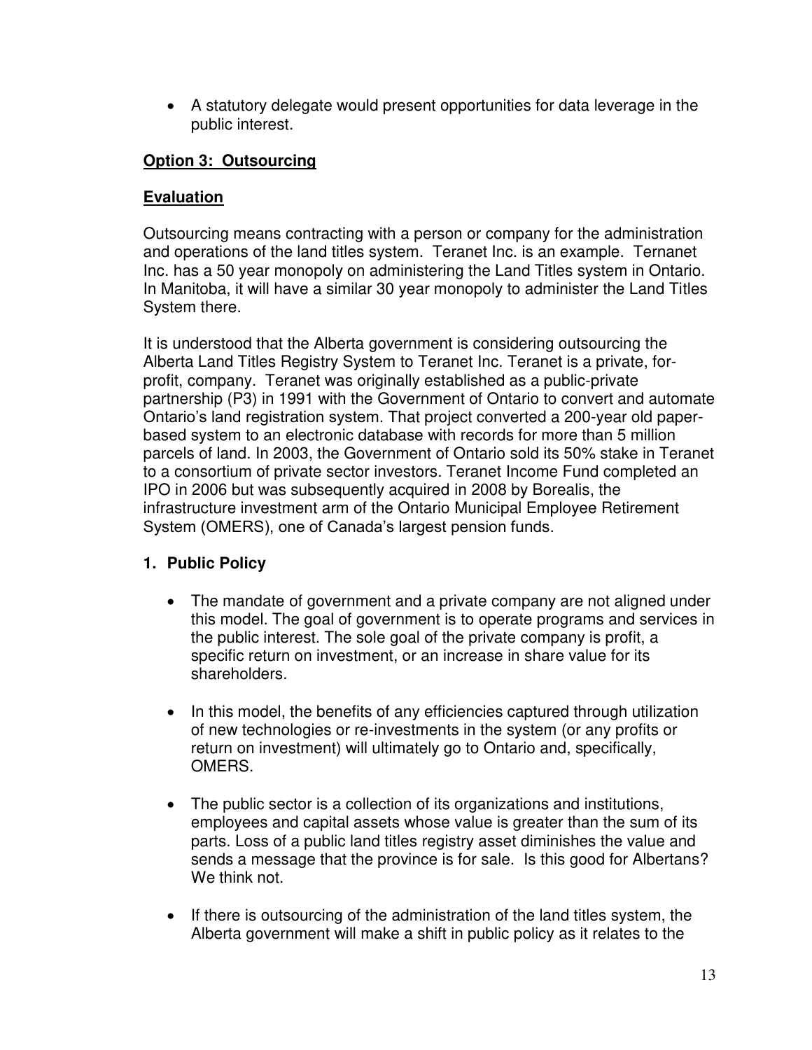- A statutory delegate would present opportunities for data leverage in the public interest.

**<u>Option 3: Outsourcing</u>**

**<u>Evaluation</u>**

Outsourcing means contracting with a person or company for the administration and operations of the land titles system. Teranet Inc. is an example. Ternanet Inc. has a 50 year monopoly on administering the Land Titles system in Ontario. In Manitoba, it will have a similar 30 year monopoly to administer the Land Titles System there.

It is understood that the Alberta government is considering outsourcing the Alberta Land Titles Registry System to Teranet Inc. Teranet is a private, for-profit, company. Teranet was originally established as a public-private partnership (P3) in 1991 with the Government of Ontario to convert and automate Ontario's land registration system. That project converted a 200-year old paper-based system to an electronic database with records for more than 5 million parcels of land. In 2003, the Government of Ontario sold its 50% stake in Teranet to a consortium of private sector investors. Teranet Income Fund completed an IPO in 2006 but was subsequently acquired in 2008 by Borealis, the infrastructure investment arm of the Ontario Municipal Employee Retirement System (OMERS), one of Canada's largest pension funds.

**1. Public Policy**

- The mandate of government and a private company are not aligned under this model. The goal of government is to operate programs and services in the public interest. The sole goal of the private company is profit, a specific return on investment, or an increase in share value for its shareholders.

- In this model, the benefits of any efficiencies captured through utilization of new technologies or re-investments in the system (or any profits or return on investment) will ultimately go to Ontario and, specifically, OMERS.

- The public sector is a collection of its organizations and institutions, employees and capital assets whose value is greater than the sum of its parts. Loss of a public land titles registry asset diminishes the value and sends a message that the province is for sale. Is this good for Albertans? We think not.

- If there is outsourcing of the administration of the land titles system, the Alberta government will make a shift in public policy as it relates to the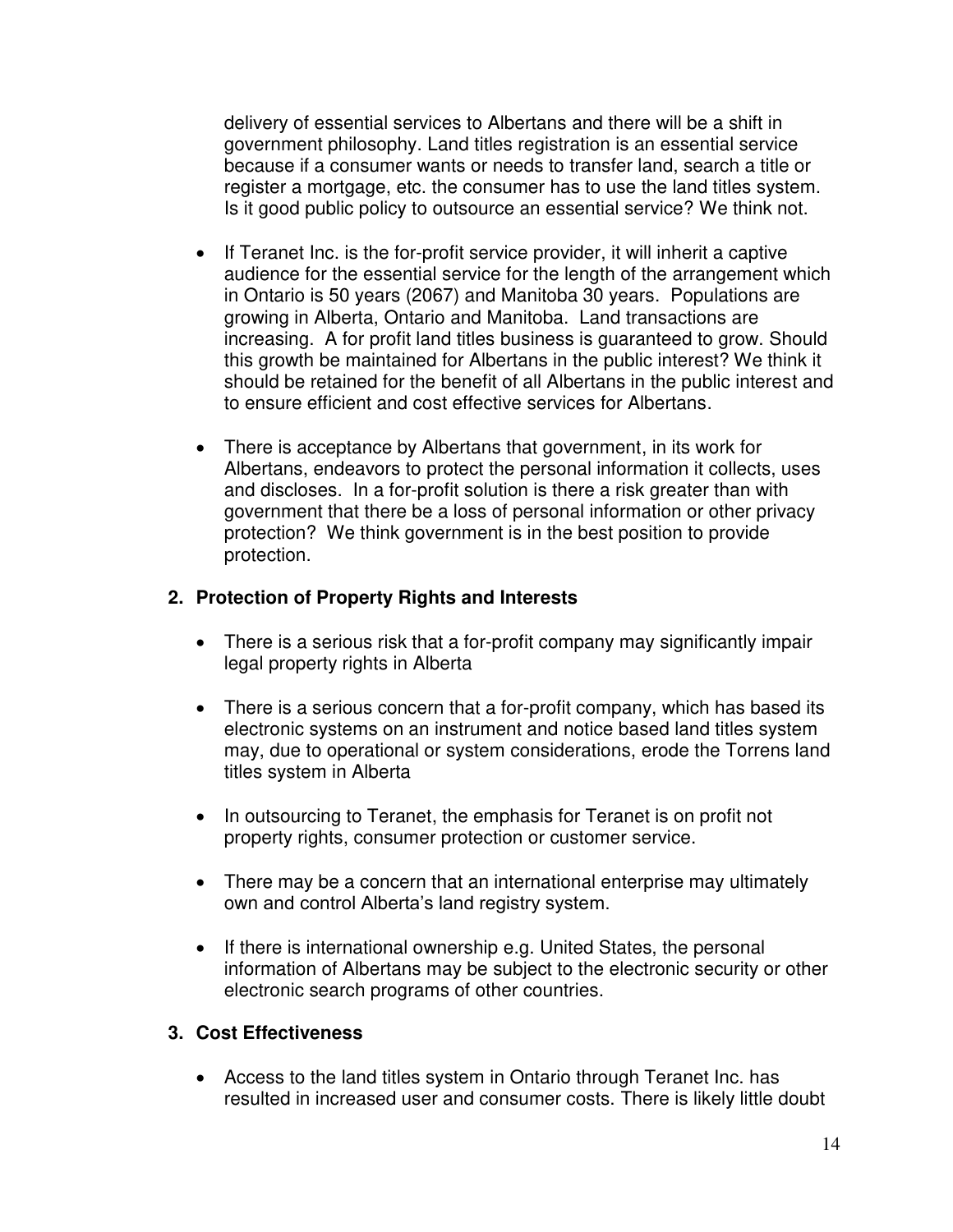delivery of essential services to Albertans and there will be a shift in government philosophy. Land titles registration is an essential service because if a consumer wants or needs to transfer land, search a title or register a mortgage, etc. the consumer has to use the land titles system. Is it good public policy to outsource an essential service? We think not.

- If Teranet Inc. is the for-profit service provider, it will inherit a captive audience for the essential service for the length of the arrangement which in Ontario is 50 years (2067) and Manitoba 30 years. Populations are growing in Alberta, Ontario and Manitoba. Land transactions are increasing. A for profit land titles business is guaranteed to grow. Should this growth be maintained for Albertans in the public interest? We think it should be retained for the benefit of all Albertans in the public interest and to ensure efficient and cost effective services for Albertans.

- There is acceptance by Albertans that government, in its work for Albertans, endeavors to protect the personal information it collects, uses and discloses. In a for-profit solution is there a risk greater than with government that there be a loss of personal information or other privacy protection? We think government is in the best position to provide protection.

## 2. Protection of Property Rights and Interests

- There is a serious risk that a for-profit company may significantly impair legal property rights in Alberta

- There is a serious concern that a for-profit company, which has based its electronic systems on an instrument and notice based land titles system may, due to operational or system considerations, erode the Torrens land titles system in Alberta

- In outsourcing to Teranet, the emphasis for Teranet is on profit not property rights, consumer protection or customer service.

- There may be a concern that an international enterprise may ultimately own and control Alberta's land registry system.

- If there is international ownership e.g. United States, the personal information of Albertans may be subject to the electronic security or other electronic search programs of other countries.

## 3. Cost Effectiveness

- Access to the land titles system in Ontario through Teranet Inc. has resulted in increased user and consumer costs. There is likely little doubt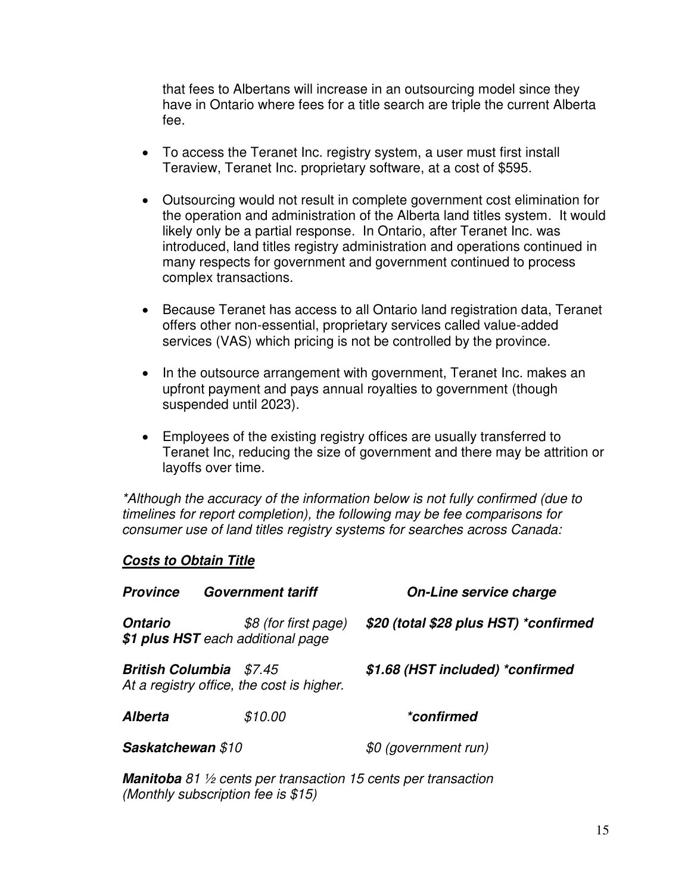that fees to Albertans will increase in an outsourcing model since they have in Ontario where fees for a title search are triple the current Alberta fee.

- To access the Teranet Inc. registry system, a user must first install Teraview, Teranet Inc. proprietary software, at a cost of $595.
- Outsourcing would not result in complete government cost elimination for the operation and administration of the Alberta land titles system. It would likely only be a partial response. In Ontario, after Teranet Inc. was introduced, land titles registry administration and operations continued in many respects for government and government continued to process complex transactions.
- Because Teranet has access to all Ontario land registration data, Teranet offers other non-essential, proprietary services called value-added services (VAS) which pricing is not be controlled by the province.
- In the outsource arrangement with government, Teranet Inc. makes an upfront payment and pays annual royalties to government (though suspended until 2023).
- Employees of the existing registry offices are usually transferred to Teranet Inc, reducing the size of government and there may be attrition or layoffs over time.

*\*Although the accuracy of the information below is not fully confirmed (due to timelines for report completion), the following may be fee comparisons for consumer use of land titles registry systems for searches across Canada:*

***<u>Costs to Obtain Title</u>***

| ***Province*** | ***Government tariff*** | ***On-Line service charge*** |
|---|---|---|
| ***Ontario*** | *$8 (for first page)* ***$1 plus HST*** *each additional page* | ***$20 (total $28 plus HST) \*confirmed*** |
| ***British Columbia*** | *$7.45* *At a registry office, the cost is higher.* | ***$1.68 (HST included) \*confirmed*** |
| ***Alberta*** | *$10.00* | ***\*confirmed*** |
| ***Saskatchewan*** | *$10* | *$0 (government run)* |
| ***Manitoba*** | *81 ½ cents per transaction* *(Monthly subscription fee is $15)* | *15 cents per transaction* |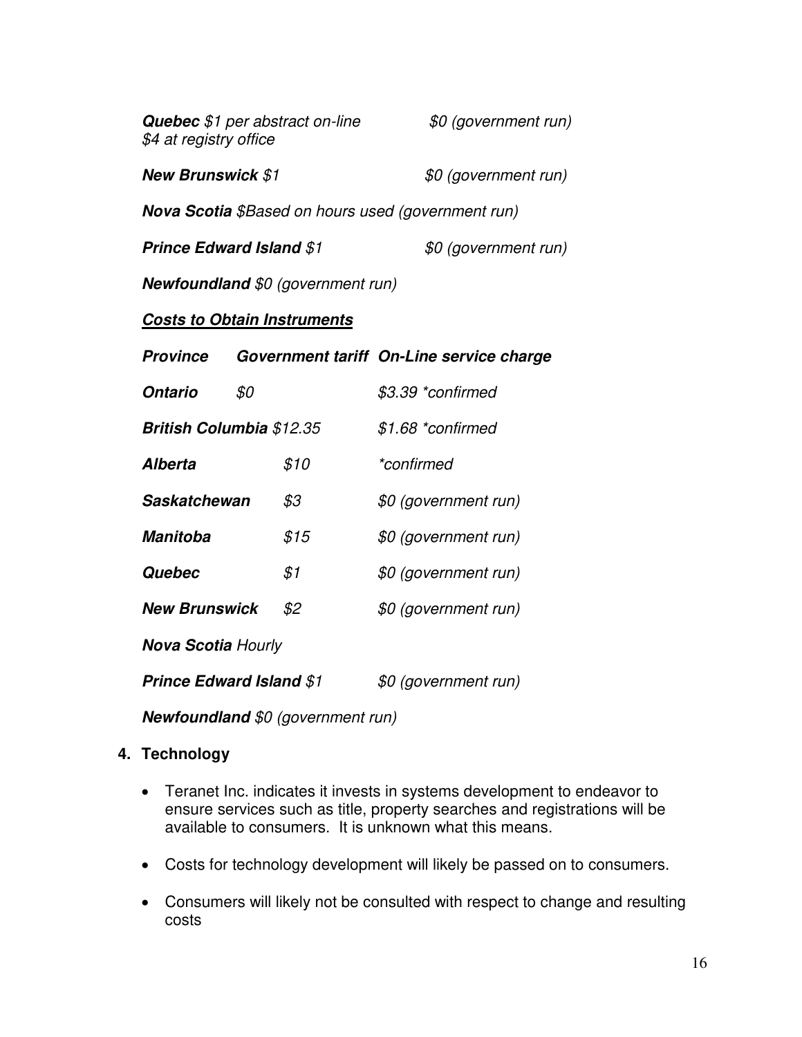***Quebec*** *$1 per abstract on-line* *$0 (government run)*
*$4 at registry office*

***New Brunswick*** *$1* *$0 (government run)*

***Nova Scotia*** *$Based on hours used (government run)*

***Prince Edward Island*** *$1* *$0 (government run)*

***Newfoundland*** *$0 (government run)*

***<u>Costs to Obtain Instruments</u>***

| ***Province*** | ***Government tariff*** | ***On-Line service charge*** |
|---|---|---|
| ***Ontario*** | *$0* | *$3.39 *confirmed* |
| ***British Columbia*** | *$12.35* | *$1.68 *confirmed* |
| ***Alberta*** | *$10* | **confirmed* |
| ***Saskatchewan*** | *$3* | *$0 (government run)* |
| ***Manitoba*** | *$15* | *$0 (government run)* |
| ***Quebec*** | *$1* | *$0 (government run)* |
| ***New Brunswick*** | *$2* | *$0 (government run)* |
| ***Nova Scotia*** | *Hourly* | |
| ***Prince Edward Island*** | *$1* | *$0 (government run)* |
| ***Newfoundland*** | *$0 (government run)* | |

**4. Technology**

- Teranet Inc. indicates it invests in systems development to endeavor to ensure services such as title, property searches and registrations will be available to consumers. It is unknown what this means.
- Costs for technology development will likely be passed on to consumers.
- Consumers will likely not be consulted with respect to change and resulting costs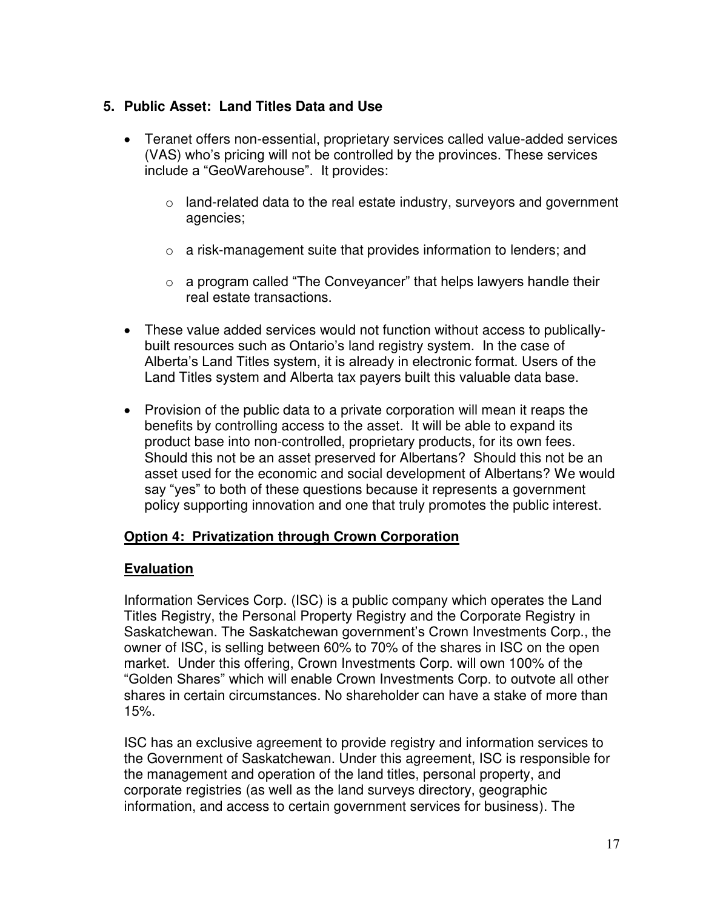## 5. Public Asset: Land Titles Data and Use

- Teranet offers non-essential, proprietary services called value-added services (VAS) who's pricing will not be controlled by the provinces. These services include a "GeoWarehouse". It provides:
  - land-related data to the real estate industry, surveyors and government agencies;
  - a risk-management suite that provides information to lenders; and
  - a program called "The Conveyancer" that helps lawyers handle their real estate transactions.
- These value added services would not function without access to publically-built resources such as Ontario's land registry system. In the case of Alberta's Land Titles system, it is already in electronic format. Users of the Land Titles system and Alberta tax payers built this valuable data base.
- Provision of the public data to a private corporation will mean it reaps the benefits by controlling access to the asset. It will be able to expand its product base into non-controlled, proprietary products, for its own fees. Should this not be an asset preserved for Albertans? Should this not be an asset used for the economic and social development of Albertans? We would say "yes" to both of these questions because it represents a government policy supporting innovation and one that truly promotes the public interest.

### Option 4: Privatization through Crown Corporation

### Evaluation

Information Services Corp. (ISC) is a public company which operates the Land Titles Registry, the Personal Property Registry and the Corporate Registry in Saskatchewan. The Saskatchewan government's Crown Investments Corp., the owner of ISC, is selling between 60% to 70% of the shares in ISC on the open market. Under this offering, Crown Investments Corp. will own 100% of the "Golden Shares" which will enable Crown Investments Corp. to outvote all other shares in certain circumstances. No shareholder can have a stake of more than 15%.

ISC has an exclusive agreement to provide registry and information services to the Government of Saskatchewan. Under this agreement, ISC is responsible for the management and operation of the land titles, personal property, and corporate registries (as well as the land surveys directory, geographic information, and access to certain government services for business). The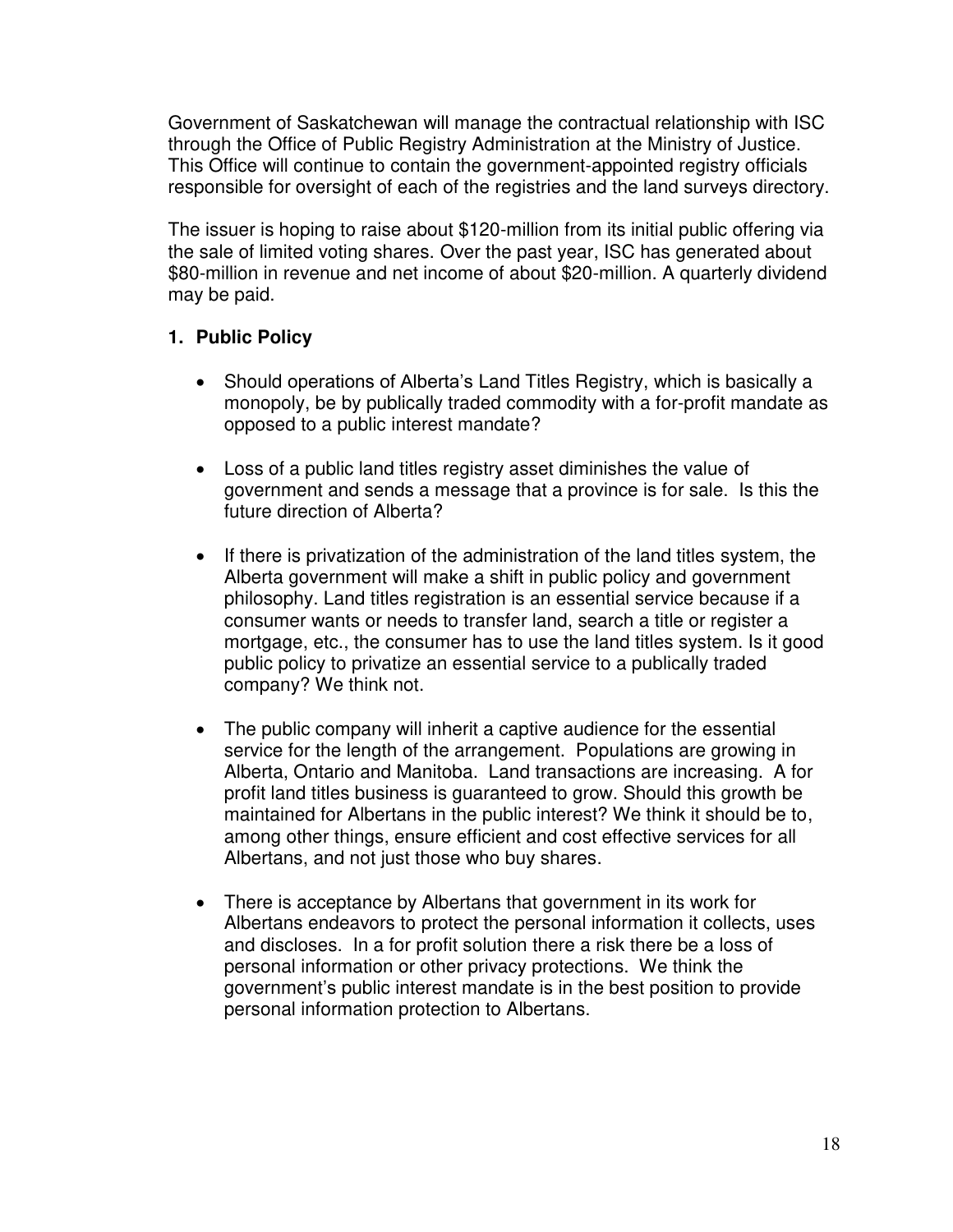Government of Saskatchewan will manage the contractual relationship with ISC through the Office of Public Registry Administration at the Ministry of Justice. This Office will continue to contain the government-appointed registry officials responsible for oversight of each of the registries and the land surveys directory.

The issuer is hoping to raise about $120-million from its initial public offering via the sale of limited voting shares. Over the past year, ISC has generated about $80-million in revenue and net income of about $20-million. A quarterly dividend may be paid.

## 1. Public Policy

- Should operations of Alberta's Land Titles Registry, which is basically a monopoly, be by publically traded commodity with a for-profit mandate as opposed to a public interest mandate?

- Loss of a public land titles registry asset diminishes the value of government and sends a message that a province is for sale. Is this the future direction of Alberta?

- If there is privatization of the administration of the land titles system, the Alberta government will make a shift in public policy and government philosophy. Land titles registration is an essential service because if a consumer wants or needs to transfer land, search a title or register a mortgage, etc., the consumer has to use the land titles system. Is it good public policy to privatize an essential service to a publically traded company? We think not.

- The public company will inherit a captive audience for the essential service for the length of the arrangement. Populations are growing in Alberta, Ontario and Manitoba. Land transactions are increasing. A for profit land titles business is guaranteed to grow. Should this growth be maintained for Albertans in the public interest? We think it should be to, among other things, ensure efficient and cost effective services for all Albertans, and not just those who buy shares.

- There is acceptance by Albertans that government in its work for Albertans endeavors to protect the personal information it collects, uses and discloses. In a for profit solution there a risk there be a loss of personal information or other privacy protections. We think the government's public interest mandate is in the best position to provide personal information protection to Albertans.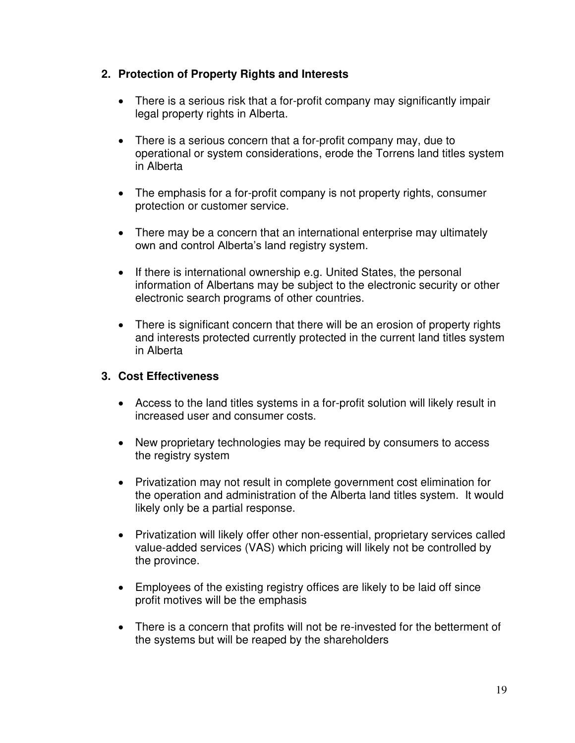## 2. Protection of Property Rights and Interests

- There is a serious risk that a for-profit company may significantly impair legal property rights in Alberta.
- There is a serious concern that a for-profit company may, due to operational or system considerations, erode the Torrens land titles system in Alberta
- The emphasis for a for-profit company is not property rights, consumer protection or customer service.
- There may be a concern that an international enterprise may ultimately own and control Alberta's land registry system.
- If there is international ownership e.g. United States, the personal information of Albertans may be subject to the electronic security or other electronic search programs of other countries.
- There is significant concern that there will be an erosion of property rights and interests protected currently protected in the current land titles system in Alberta

## 3. Cost Effectiveness

- Access to the land titles systems in a for-profit solution will likely result in increased user and consumer costs.
- New proprietary technologies may be required by consumers to access the registry system
- Privatization may not result in complete government cost elimination for the operation and administration of the Alberta land titles system. It would likely only be a partial response.
- Privatization will likely offer other non-essential, proprietary services called value-added services (VAS) which pricing will likely not be controlled by the province.
- Employees of the existing registry offices are likely to be laid off since profit motives will be the emphasis
- There is a concern that profits will not be re-invested for the betterment of the systems but will be reaped by the shareholders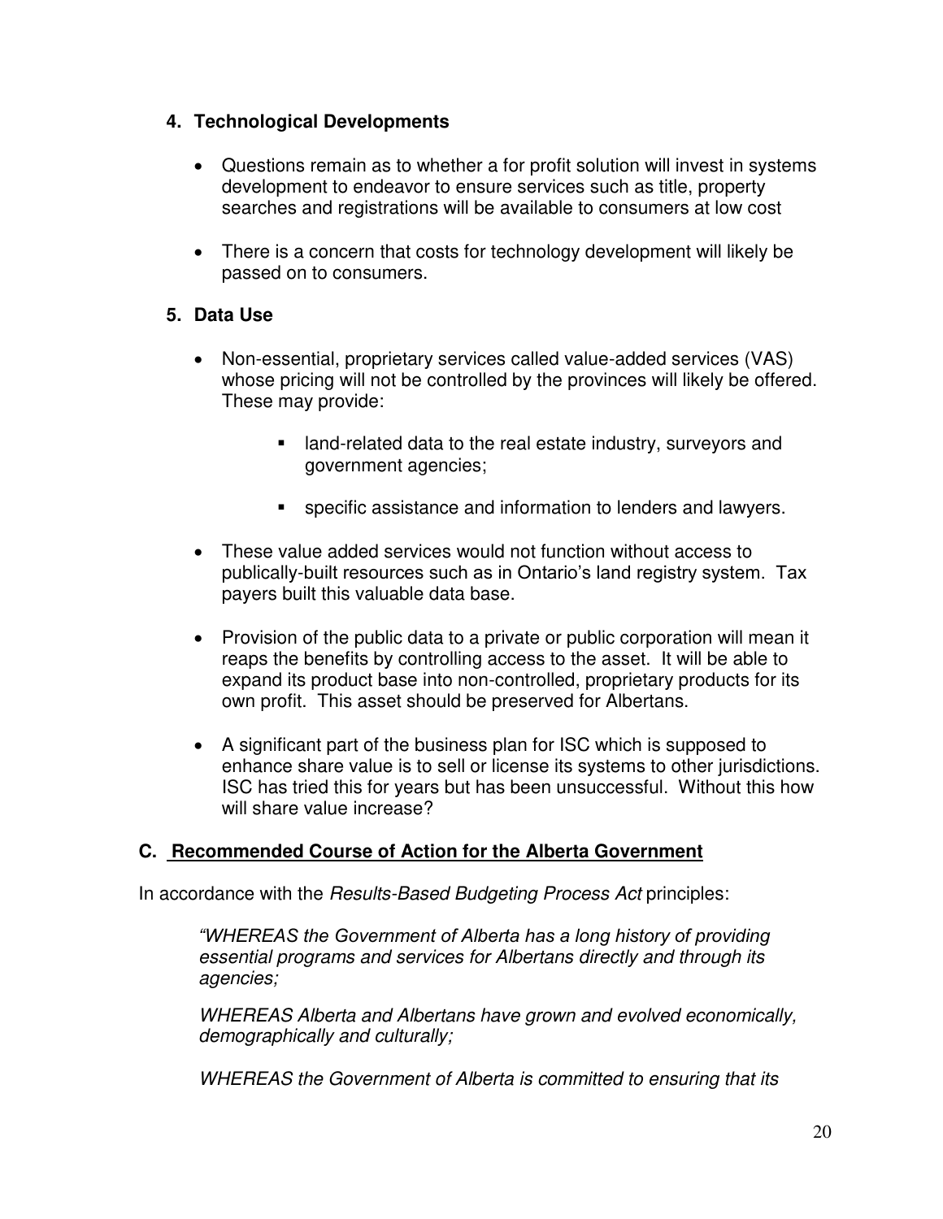### 4. Technological Developments

- Questions remain as to whether a for profit solution will invest in systems development to endeavor to ensure services such as title, property searches and registrations will be available to consumers at low cost
- There is a concern that costs for technology development will likely be passed on to consumers.

### 5. Data Use

- Non-essential, proprietary services called value-added services (VAS) whose pricing will not be controlled by the provinces will likely be offered. These may provide:
  - land-related data to the real estate industry, surveyors and government agencies;
  - specific assistance and information to lenders and lawyers.
- These value added services would not function without access to publically-built resources such as in Ontario's land registry system. Tax payers built this valuable data base.
- Provision of the public data to a private or public corporation will mean it reaps the benefits by controlling access to the asset. It will be able to expand its product base into non-controlled, proprietary products for its own profit. This asset should be preserved for Albertans.
- A significant part of the business plan for ISC which is supposed to enhance share value is to sell or license its systems to other jurisdictions. ISC has tried this for years but has been unsuccessful. Without this how will share value increase?

## C. Recommended Course of Action for the Alberta Government

In accordance with the *Results-Based Budgeting Process Act* principles:

> *"WHEREAS the Government of Alberta has a long history of providing essential programs and services for Albertans directly and through its agencies;*
>
> *WHEREAS Alberta and Albertans have grown and evolved economically, demographically and culturally;*
>
> *WHEREAS the Government of Alberta is committed to ensuring that its*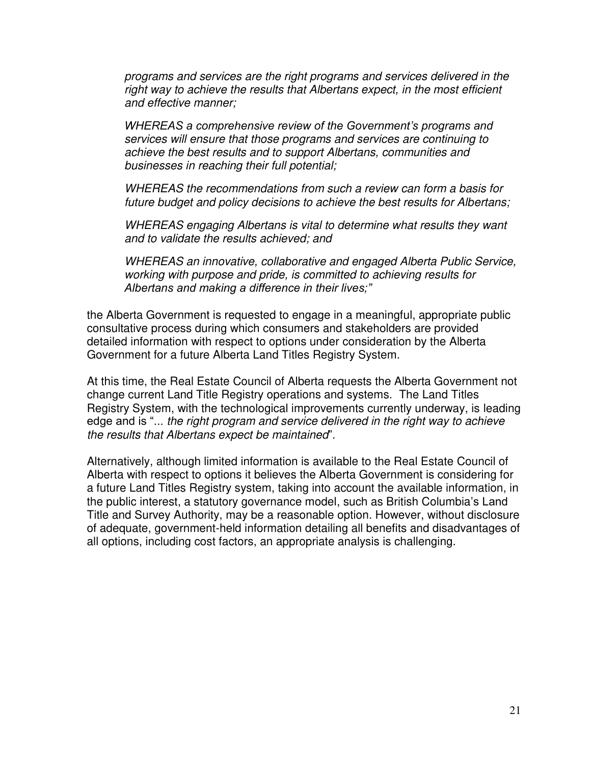*programs and services are the right programs and services delivered in the right way to achieve the results that Albertans expect, in the most efficient and effective manner;*

*WHEREAS a comprehensive review of the Government's programs and services will ensure that those programs and services are continuing to achieve the best results and to support Albertans, communities and businesses in reaching their full potential;*

*WHEREAS the recommendations from such a review can form a basis for future budget and policy decisions to achieve the best results for Albertans;*

*WHEREAS engaging Albertans is vital to determine what results they want and to validate the results achieved; and*

*WHEREAS an innovative, collaborative and engaged Alberta Public Service, working with purpose and pride, is committed to achieving results for Albertans and making a difference in their lives;"*

the Alberta Government is requested to engage in a meaningful, appropriate public consultative process during which consumers and stakeholders are provided detailed information with respect to options under consideration by the Alberta Government for a future Alberta Land Titles Registry System.

At this time, the Real Estate Council of Alberta requests the Alberta Government not change current Land Title Registry operations and systems. The Land Titles Registry System, with the technological improvements currently underway, is leading edge and is "... *the right program and service delivered in the right way to achieve the results that Albertans expect be maintained*".

Alternatively, although limited information is available to the Real Estate Council of Alberta with respect to options it believes the Alberta Government is considering for a future Land Titles Registry system, taking into account the available information, in the public interest, a statutory governance model, such as British Columbia's Land Title and Survey Authority, may be a reasonable option. However, without disclosure of adequate, government-held information detailing all benefits and disadvantages of all options, including cost factors, an appropriate analysis is challenging.